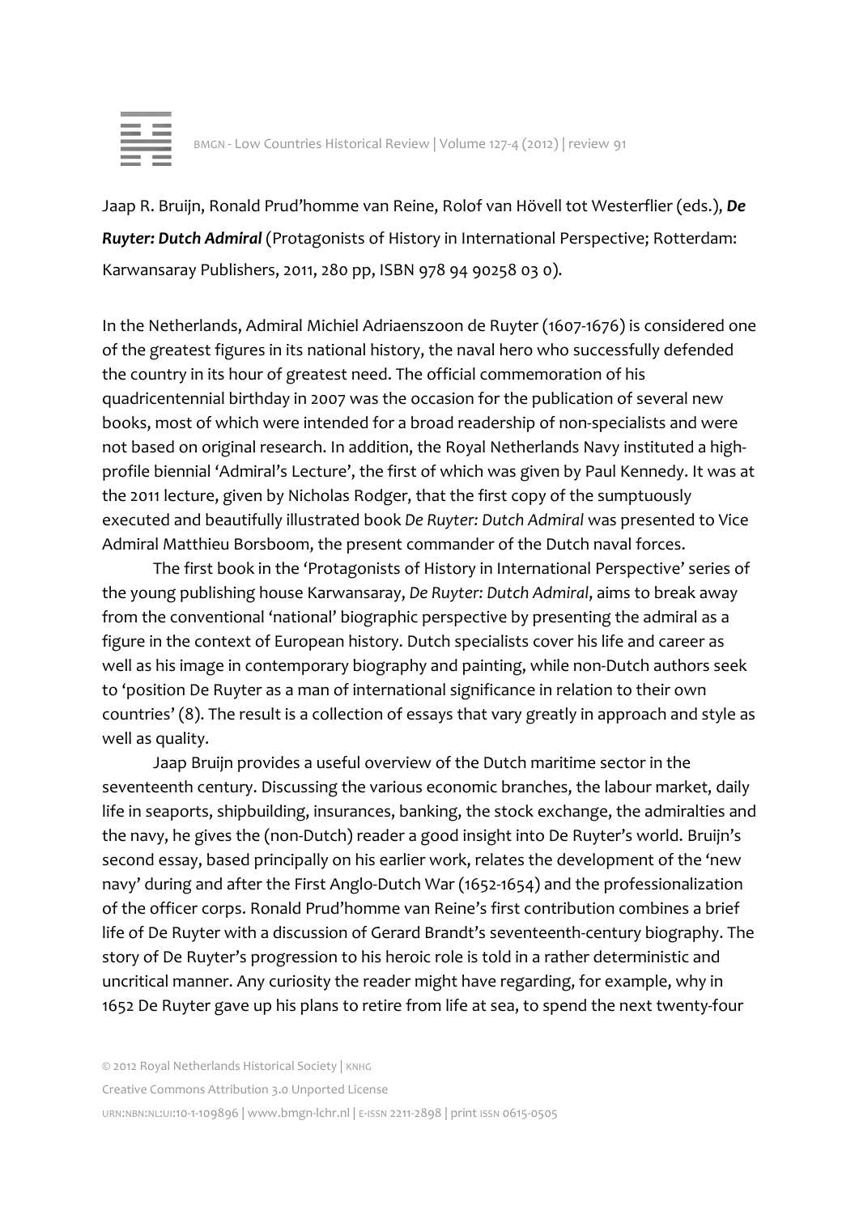Jaap R. Bruijn, Ronald Prud'homme van Reine, Rolof van Hövell tot Westerflier (eds.), ***De Ruyter: Dutch Admiral*** (Protagonists of History in International Perspective; Rotterdam: Karwansaray Publishers, 2011, 280 pp, ISBN 978 94 90258 03 0).

In the Netherlands, Admiral Michiel Adriaenszoon de Ruyter (1607-1676) is considered one of the greatest figures in its national history, the naval hero who successfully defended the country in its hour of greatest need. The official commemoration of his quadricentennial birthday in 2007 was the occasion for the publication of several new books, most of which were intended for a broad readership of non-specialists and were not based on original research. In addition, the Royal Netherlands Navy instituted a high-profile biennial 'Admiral's Lecture', the first of which was given by Paul Kennedy. It was at the 2011 lecture, given by Nicholas Rodger, that the first copy of the sumptuously executed and beautifully illustrated book *De Ruyter: Dutch Admiral* was presented to Vice Admiral Matthieu Borsboom, the present commander of the Dutch naval forces.

The first book in the 'Protagonists of History in International Perspective' series of the young publishing house Karwansaray, *De Ruyter: Dutch Admiral*, aims to break away from the conventional 'national' biographic perspective by presenting the admiral as a figure in the context of European history. Dutch specialists cover his life and career as well as his image in contemporary biography and painting, while non-Dutch authors seek to 'position De Ruyter as a man of international significance in relation to their own countries' (8). The result is a collection of essays that vary greatly in approach and style as well as quality.

Jaap Bruijn provides a useful overview of the Dutch maritime sector in the seventeenth century. Discussing the various economic branches, the labour market, daily life in seaports, shipbuilding, insurances, banking, the stock exchange, the admiralties and the navy, he gives the (non-Dutch) reader a good insight into De Ruyter's world. Bruijn's second essay, based principally on his earlier work, relates the development of the 'new navy' during and after the First Anglo-Dutch War (1652-1654) and the professionalization of the officer corps. Ronald Prud'homme van Reine's first contribution combines a brief life of De Ruyter with a discussion of Gerard Brandt's seventeenth-century biography. The story of De Ruyter's progression to his heroic role is told in a rather deterministic and uncritical manner. Any curiosity the reader might have regarding, for example, why in 1652 De Ruyter gave up his plans to retire from life at sea, to spend the next twenty-four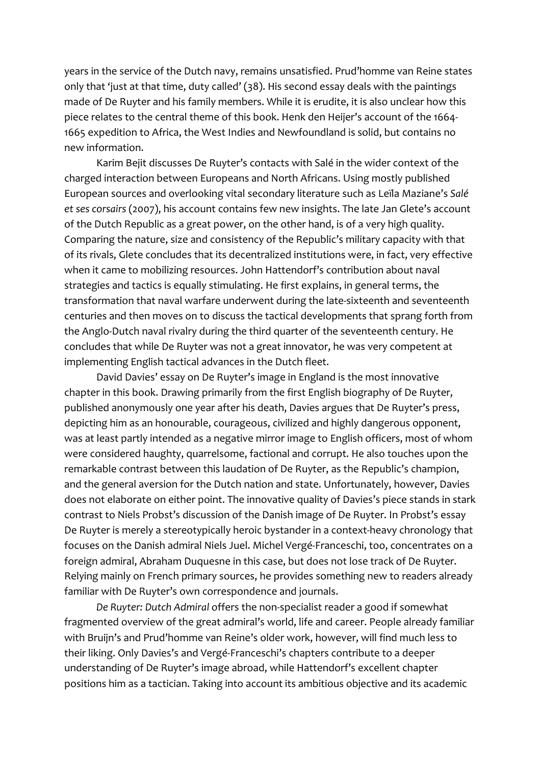years in the service of the Dutch navy, remains unsatisfied. Prud'homme van Reine states only that 'just at that time, duty called' (38). His second essay deals with the paintings made of De Ruyter and his family members. While it is erudite, it is also unclear how this piece relates to the central theme of this book. Henk den Heijer's account of the 1664-1665 expedition to Africa, the West Indies and Newfoundland is solid, but contains no new information.

Karim Bejit discusses De Ruyter's contacts with Salé in the wider context of the charged interaction between Europeans and North Africans. Using mostly published European sources and overlooking vital secondary literature such as Leïla Maziane's *Salé et ses corsairs* (2007), his account contains few new insights. The late Jan Glete's account of the Dutch Republic as a great power, on the other hand, is of a very high quality. Comparing the nature, size and consistency of the Republic's military capacity with that of its rivals, Glete concludes that its decentralized institutions were, in fact, very effective when it came to mobilizing resources. John Hattendorf's contribution about naval strategies and tactics is equally stimulating. He first explains, in general terms, the transformation that naval warfare underwent during the late-sixteenth and seventeenth centuries and then moves on to discuss the tactical developments that sprang forth from the Anglo-Dutch naval rivalry during the third quarter of the seventeenth century. He concludes that while De Ruyter was not a great innovator, he was very competent at implementing English tactical advances in the Dutch fleet.

David Davies' essay on De Ruyter's image in England is the most innovative chapter in this book. Drawing primarily from the first English biography of De Ruyter, published anonymously one year after his death, Davies argues that De Ruyter's press, depicting him as an honourable, courageous, civilized and highly dangerous opponent, was at least partly intended as a negative mirror image to English officers, most of whom were considered haughty, quarrelsome, factional and corrupt. He also touches upon the remarkable contrast between this laudation of De Ruyter, as the Republic's champion, and the general aversion for the Dutch nation and state. Unfortunately, however, Davies does not elaborate on either point. The innovative quality of Davies's piece stands in stark contrast to Niels Probst's discussion of the Danish image of De Ruyter. In Probst's essay De Ruyter is merely a stereotypically heroic bystander in a context-heavy chronology that focuses on the Danish admiral Niels Juel. Michel Vergé-Franceschi, too, concentrates on a foreign admiral, Abraham Duquesne in this case, but does not lose track of De Ruyter. Relying mainly on French primary sources, he provides something new to readers already familiar with De Ruyter's own correspondence and journals.

*De Ruyter: Dutch Admiral* offers the non-specialist reader a good if somewhat fragmented overview of the great admiral's world, life and career. People already familiar with Bruijn's and Prud'homme van Reine's older work, however, will find much less to their liking. Only Davies's and Vergé-Franceschi's chapters contribute to a deeper understanding of De Ruyter's image abroad, while Hattendorf's excellent chapter positions him as a tactician. Taking into account its ambitious objective and its academic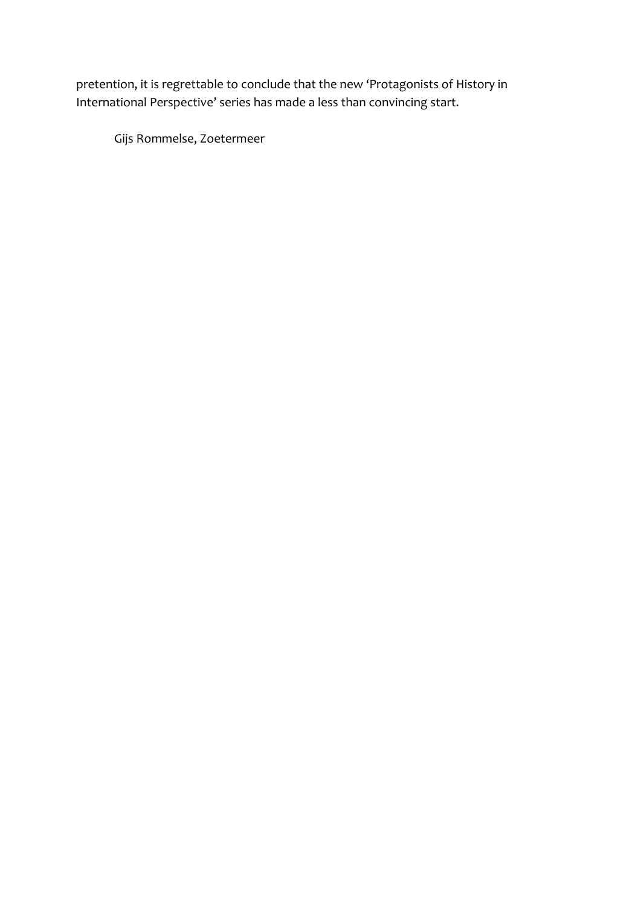pretention, it is regrettable to conclude that the new ‘Protagonists of History in International Perspective’ series has made a less than convincing start.

Gijs Rommelse, Zoetermeer